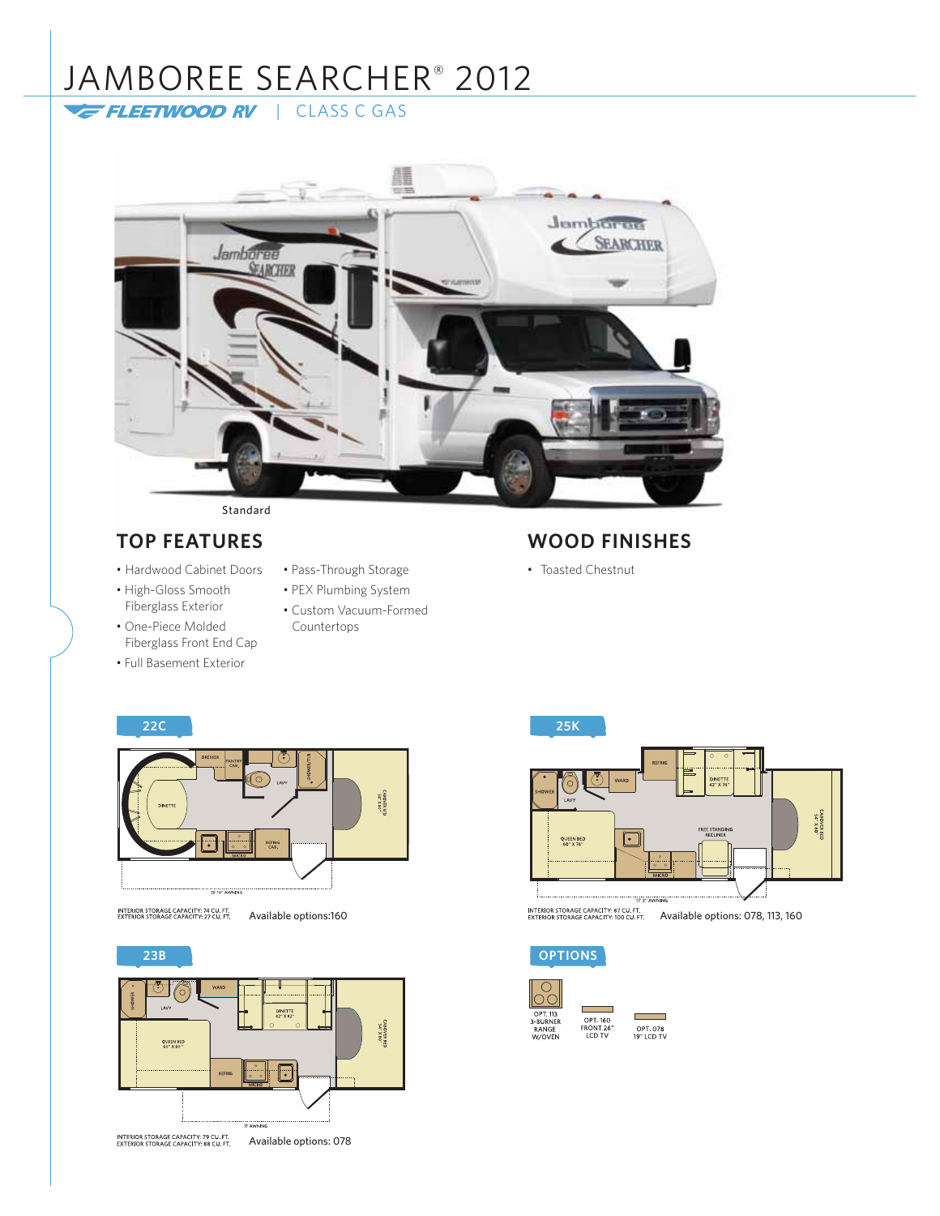# JAMBOREE SEARCHER® 2012

FLEETWOOD RV | CLASS C GAS

Standard

## TOP FEATURES

- Hardwood Cabinet Doors
- High-Gloss Smooth Fiberglass Exterior
- One-Piece Molded Fiberglass Front End Cap
- Full Basement Exterior
- Pass-Through Storage
- PEX Plumbing System
- Custom Vacuum-Formed Countertops

## WOOD FINISHES

- Toasted Chestnut

## 22C

INTERIOR STORAGE CAPACITY: 74 CU. FT.
EXTERIOR STORAGE CAPACITY: 27 CU. FT.

Available options:160

## 23B

INTERIOR STORAGE CAPACITY: 79 CU. FT.
EXTERIOR STORAGE CAPACITY: 88 CU. FT.

Available options: 078

## 25K

INTERIOR STORAGE CAPACITY: 87 CU. FT.
EXTERIOR STORAGE CAPACITY: 100 CU. FT.

Available options: 078, 113, 160

## OPTIONS

OPT. 113 3-BURNER RANGE W/OVEN

OPT. 160 FRONT 26" LCD TV

OPT. 078 19" LCD TV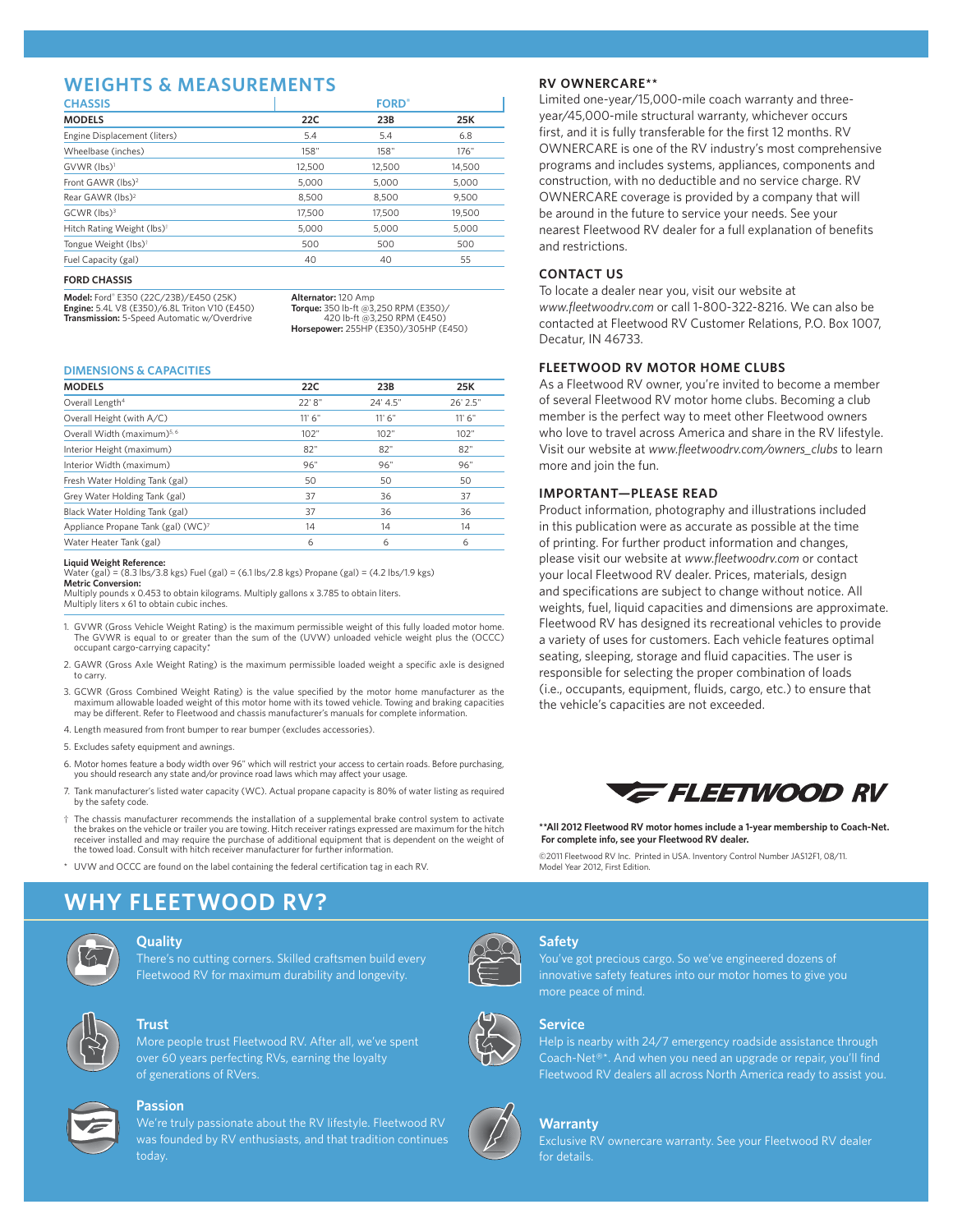# WEIGHTS & MEASUREMENTS

| CHASSIS | FORD® | | |
|---|---|---|---|
| **MODELS** | **22C** | **23B** | **25K** |
| Engine Displacement (liters) | 5.4 | 5.4 | 6.8 |
| Wheelbase (inches) | 158" | 158" | 176" |
| GVWR (lbs)[1] | 12,500 | 12,500 | 14,500 |
| Front GAWR (lbs)[2] | 5,000 | 5,000 | 5,000 |
| Rear GAWR (lbs)[2] | 8,500 | 8,500 | 9,500 |
| GCWR (lbs)[3] | 17,500 | 17,500 | 19,500 |
| Hitch Rating Weight (lbs)† | 5,000 | 5,000 | 5,000 |
| Tongue Weight (lbs)† | 500 | 500 | 500 |
| Fuel Capacity (gal) | 40 | 40 | 55 |

### FORD CHASSIS

**Model:** Ford® E350 (22C/23B)/E450 (25K)
**Engine:** 5.4L V8 (E350)/6.8L Triton V10 (E450)
**Transmission:** 5-Speed Automatic w/Overdrive

**Alternator:** 120 Amp
**Torque:** 350 lb-ft @3,250 RPM (E350)/ 420 lb-ft @3,250 RPM (E450)
**Horsepower:** 255HP (E350)/305HP (E450)

### DIMENSIONS & CAPACITIES

| MODELS | 22C | 23B | 25K |
|---|---|---|---|
| Overall Length[4] | 22' 8" | 24' 4.5" | 26' 2.5" |
| Overall Height (with A/C) | 11' 6" | 11' 6" | 11' 6" |
| Overall Width (maximum)[5, 6] | 102" | 102" | 102" |
| Interior Height (maximum) | 82" | 82" | 82" |
| Interior Width (maximum) | 96" | 96" | 96" |
| Fresh Water Holding Tank (gal) | 50 | 50 | 50 |
| Grey Water Holding Tank (gal) | 37 | 36 | 37 |
| Black Water Holding Tank (gal) | 37 | 36 | 36 |
| Appliance Propane Tank (gal) (WC)[7] | 14 | 14 | 14 |
| Water Heater Tank (gal) | 6 | 6 | 6 |

**Liquid Weight Reference:**
Water (gal) = (8.3 lbs/3.8 kgs) Fuel (gal) = (6.1 lbs/2.8 kgs) Propane (gal) = (4.2 lbs/1.9 kgs)
**Metric Conversion:**
Multiply pounds x 0.453 to obtain kilograms. Multiply gallons x 3.785 to obtain liters.
Multiply liters x 61 to obtain cubic inches.

1. GVWR (Gross Vehicle Weight Rating) is the maximum permissible weight of this fully loaded motor home. The GVWR is equal to or greater than the sum of the (UVW) unloaded vehicle weight plus the (OCCC) occupant cargo-carrying capacity.*
2. GAWR (Gross Axle Weight Rating) is the maximum permissible loaded weight a specific axle is designed to carry.
3. GCWR (Gross Combined Weight Rating) is the value specified by the motor home manufacturer as the maximum allowable loaded weight of this motor home with its towed vehicle. Towing and braking capacities may be different. Refer to Fleetwood and chassis manufacturer's manuals for complete information.
4. Length measured from front bumper to rear bumper (excludes accessories).
5. Excludes safety equipment and awnings.
6. Motor homes feature a body width over 96" which will restrict your access to certain roads. Before purchasing, you should research any state and/or province road laws which may affect your usage.
7. Tank manufacturer's listed water capacity (WC). Actual propane capacity is 80% of water listing as required by the safety code.

† The chassis manufacturer recommends the installation of a supplemental brake control system to activate the brakes on the vehicle or trailer you are towing. Hitch receiver ratings expressed are maximum for the hitch receiver installed and may require the purchase of additional equipment that is dependent on the weight of the towed load. Consult with hitch receiver manufacturer for further information.

* UVW and OCCC are found on the label containing the federal certification tag in each RV.

## RV OWNERCARE**

Limited one-year/15,000-mile coach warranty and three-year/45,000-mile structural warranty, whichever occurs first, and it is fully transferable for the first 12 months. RV OWNERCARE is one of the RV industry's most comprehensive programs and includes systems, appliances, components and construction, with no deductible and no service charge. RV OWNERCARE coverage is provided by a company that will be around in the future to service your needs. See your nearest Fleetwood RV dealer for a full explanation of benefits and restrictions.

## CONTACT US

To locate a dealer near you, visit our website at *www.fleetwoodrv.com* or call 1-800-322-8216. We can also be contacted at Fleetwood RV Customer Relations, P.O. Box 1007, Decatur, IN 46733.

## FLEETWOOD RV MOTOR HOME CLUBS

As a Fleetwood RV owner, you're invited to become a member of several Fleetwood RV motor home clubs. Becoming a club member is the perfect way to meet other Fleetwood owners who love to travel across America and share in the RV lifestyle. Visit our website at *www.fleetwoodrv.com/owners_clubs* to learn more and join the fun.

## IMPORTANT—PLEASE READ

Product information, photography and illustrations included in this publication were as accurate as possible at the time of printing. For further product information and changes, please visit our website at *www.fleetwoodrv.com* or contact your local Fleetwood RV dealer. Prices, materials, design and specifications are subject to change without notice. All weights, fuel, liquid capacities and dimensions are approximate. Fleetwood RV has designed its recreational vehicles to provide a variety of uses for customers. Each vehicle features optimal seating, sleeping, storage and fluid capacities. The user is responsible for selecting the proper combination of loads (i.e., occupants, equipment, fluids, cargo, etc.) to ensure that the vehicle's capacities are not exceeded.

FLEETWOOD RV

****All 2012 Fleetwood RV motor homes include a 1-year membership to Coach-Net. For complete info, see your Fleetwood RV dealer.**

©2011 Fleetwood RV Inc. Printed in USA. Inventory Control Number JAS12F1, 08/11. Model Year 2012, First Edition.

# WHY FLEETWOOD RV?

### Quality
There's no cutting corners. Skilled craftsmen build every Fleetwood RV for maximum durability and longevity.

### Trust
More people trust Fleetwood RV. After all, we've spent over 60 years perfecting RVs, earning the loyalty of generations of RVers.

### Passion
We're truly passionate about the RV lifestyle. Fleetwood RV was founded by RV enthusiasts, and that tradition continues today.

### Safety
You've got precious cargo. So we've engineered dozens of innovative safety features into our motor homes to give you more peace of mind.

### Service
Help is nearby with 24/7 emergency roadside assistance through Coach-Net®*. And when you need an upgrade or repair, you'll find Fleetwood RV dealers all across North America ready to assist you.

### Warranty
Exclusive RV ownercare warranty. See your Fleetwood RV dealer for details.